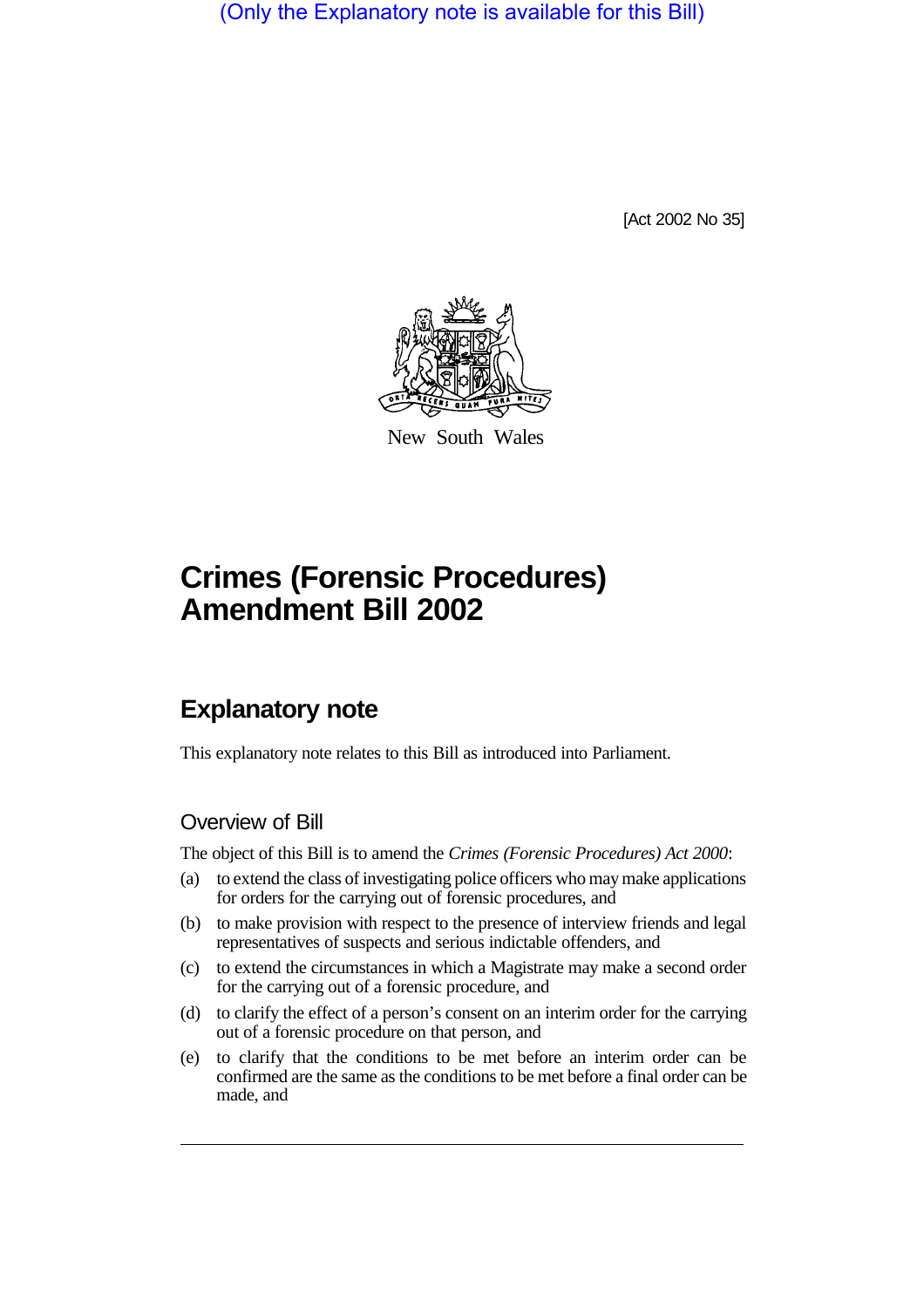(Only the Explanatory note is available for this Bill)

[Act 2002 No 35]

New South Wales

# Crimes (Forensic Procedures) Amendment Bill 2002

## Explanatory note

This explanatory note relates to this Bill as introduced into Parliament.

### Overview of Bill

The object of this Bill is to amend the *Crimes (Forensic Procedures) Act 2000*:

(a) to extend the class of investigating police officers who may make applications for orders for the carrying out of forensic procedures, and

(b) to make provision with respect to the presence of interview friends and legal representatives of suspects and serious indictable offenders, and

(c) to extend the circumstances in which a Magistrate may make a second order for the carrying out of a forensic procedure, and

(d) to clarify the effect of a person's consent on an interim order for the carrying out of a forensic procedure on that person, and

(e) to clarify that the conditions to be met before an interim order can be confirmed are the same as the conditions to be met before a final order can be made, and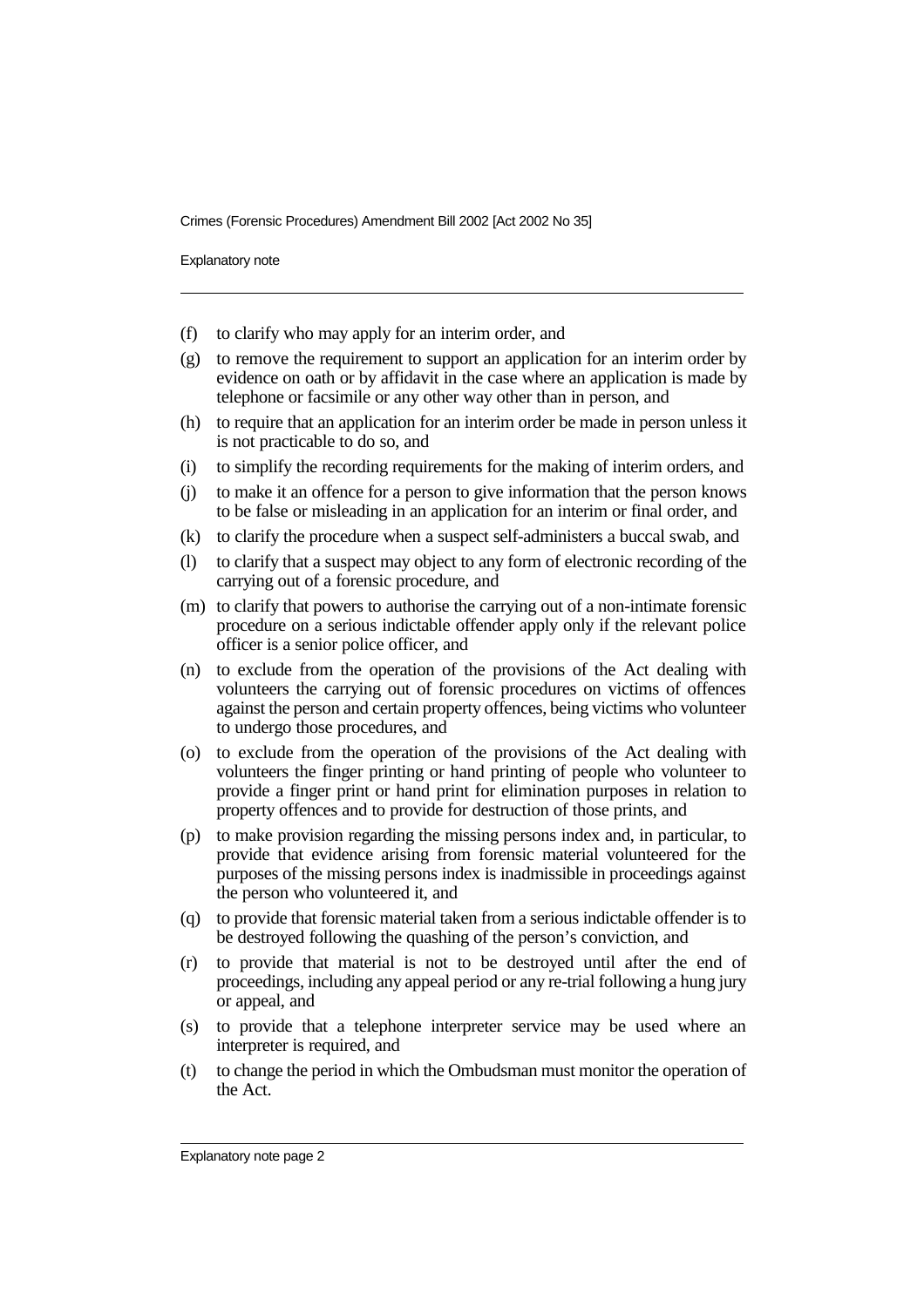(f) to clarify who may apply for an interim order, and

(g) to remove the requirement to support an application for an interim order by evidence on oath or by affidavit in the case where an application is made by telephone or facsimile or any other way other than in person, and

(h) to require that an application for an interim order be made in person unless it is not practicable to do so, and

(i) to simplify the recording requirements for the making of interim orders, and

(j) to make it an offence for a person to give information that the person knows to be false or misleading in an application for an interim or final order, and

(k) to clarify the procedure when a suspect self-administers a buccal swab, and

(l) to clarify that a suspect may object to any form of electronic recording of the carrying out of a forensic procedure, and

(m) to clarify that powers to authorise the carrying out of a non-intimate forensic procedure on a serious indictable offender apply only if the relevant police officer is a senior police officer, and

(n) to exclude from the operation of the provisions of the Act dealing with volunteers the carrying out of forensic procedures on victims of offences against the person and certain property offences, being victims who volunteer to undergo those procedures, and

(o) to exclude from the operation of the provisions of the Act dealing with volunteers the finger printing or hand printing of people who volunteer to provide a finger print or hand print for elimination purposes in relation to property offences and to provide for destruction of those prints, and

(p) to make provision regarding the missing persons index and, in particular, to provide that evidence arising from forensic material volunteered for the purposes of the missing persons index is inadmissible in proceedings against the person who volunteered it, and

(q) to provide that forensic material taken from a serious indictable offender is to be destroyed following the quashing of the person's conviction, and

(r) to provide that material is not to be destroyed until after the end of proceedings, including any appeal period or any re-trial following a hung jury or appeal, and

(s) to provide that a telephone interpreter service may be used where an interpreter is required, and

(t) to change the period in which the Ombudsman must monitor the operation of the Act.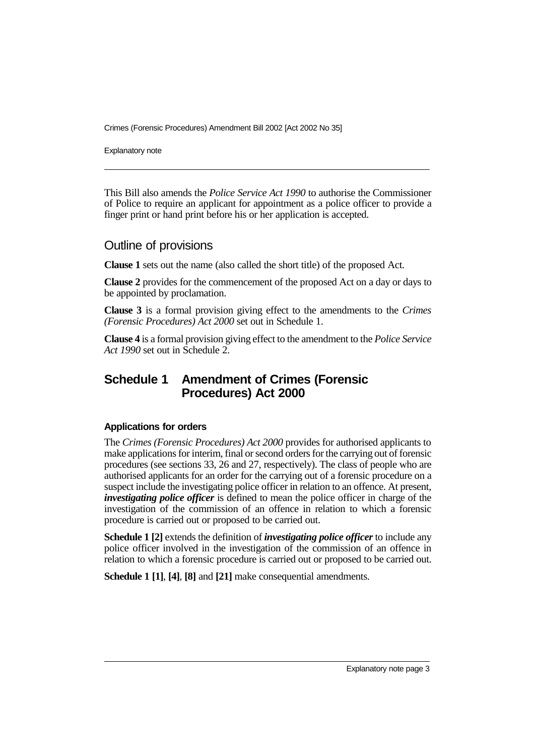This Bill also amends the *Police Service Act 1990* to authorise the Commissioner of Police to require an applicant for appointment as a police officer to provide a finger print or hand print before his or her application is accepted.

## Outline of provisions

**Clause 1** sets out the name (also called the short title) of the proposed Act.

**Clause 2** provides for the commencement of the proposed Act on a day or days to be appointed by proclamation.

**Clause 3** is a formal provision giving effect to the amendments to the *Crimes (Forensic Procedures) Act 2000* set out in Schedule 1.

**Clause 4** is a formal provision giving effect to the amendment to the *Police Service Act 1990* set out in Schedule 2.

## Schedule 1 Amendment of Crimes (Forensic Procedures) Act 2000

### Applications for orders

The *Crimes (Forensic Procedures) Act 2000* provides for authorised applicants to make applications for interim, final or second orders for the carrying out of forensic procedures (see sections 33, 26 and 27, respectively). The class of people who are authorised applicants for an order for the carrying out of a forensic procedure on a suspect include the investigating police officer in relation to an offence. At present, ***investigating police officer*** is defined to mean the police officer in charge of the investigation of the commission of an offence in relation to which a forensic procedure is carried out or proposed to be carried out.

**Schedule 1 [2]** extends the definition of ***investigating police officer*** to include any police officer involved in the investigation of the commission of an offence in relation to which a forensic procedure is carried out or proposed to be carried out.

**Schedule 1 [1]**, **[4]**, **[8]** and **[21]** make consequential amendments.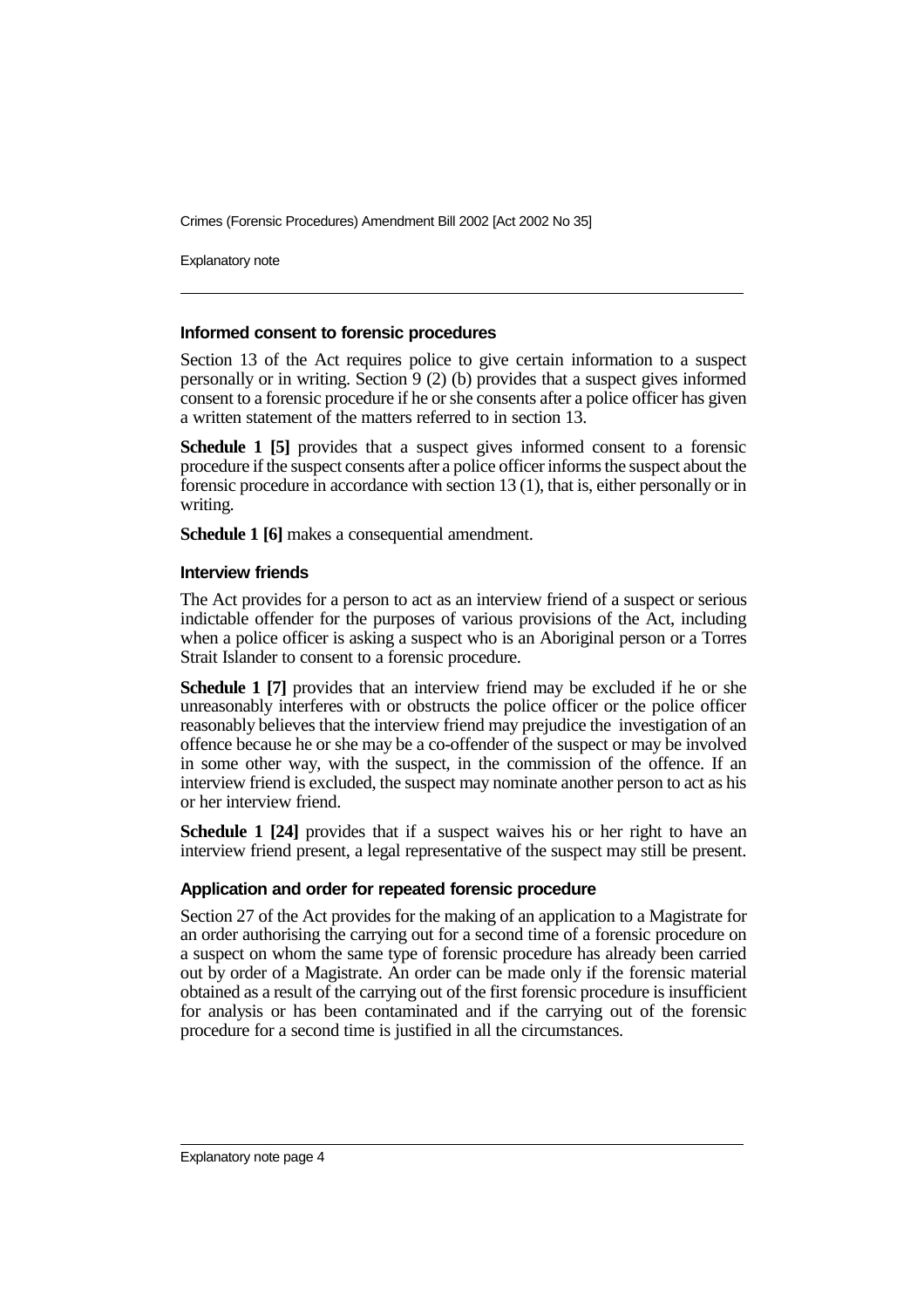### Informed consent to forensic procedures

Section 13 of the Act requires police to give certain information to a suspect personally or in writing. Section 9 (2) (b) provides that a suspect gives informed consent to a forensic procedure if he or she consents after a police officer has given a written statement of the matters referred to in section 13.

**Schedule 1 [5]** provides that a suspect gives informed consent to a forensic procedure if the suspect consents after a police officer informs the suspect about the forensic procedure in accordance with section 13 (1), that is, either personally or in writing.

**Schedule 1 [6]** makes a consequential amendment.

### Interview friends

The Act provides for a person to act as an interview friend of a suspect or serious indictable offender for the purposes of various provisions of the Act, including when a police officer is asking a suspect who is an Aboriginal person or a Torres Strait Islander to consent to a forensic procedure.

**Schedule 1 [7]** provides that an interview friend may be excluded if he or she unreasonably interferes with or obstructs the police officer or the police officer reasonably believes that the interview friend may prejudice the investigation of an offence because he or she may be a co-offender of the suspect or may be involved in some other way, with the suspect, in the commission of the offence. If an interview friend is excluded, the suspect may nominate another person to act as his or her interview friend.

**Schedule 1 [24]** provides that if a suspect waives his or her right to have an interview friend present, a legal representative of the suspect may still be present.

### Application and order for repeated forensic procedure

Section 27 of the Act provides for the making of an application to a Magistrate for an order authorising the carrying out for a second time of a forensic procedure on a suspect on whom the same type of forensic procedure has already been carried out by order of a Magistrate. An order can be made only if the forensic material obtained as a result of the carrying out of the first forensic procedure is insufficient for analysis or has been contaminated and if the carrying out of the forensic procedure for a second time is justified in all the circumstances.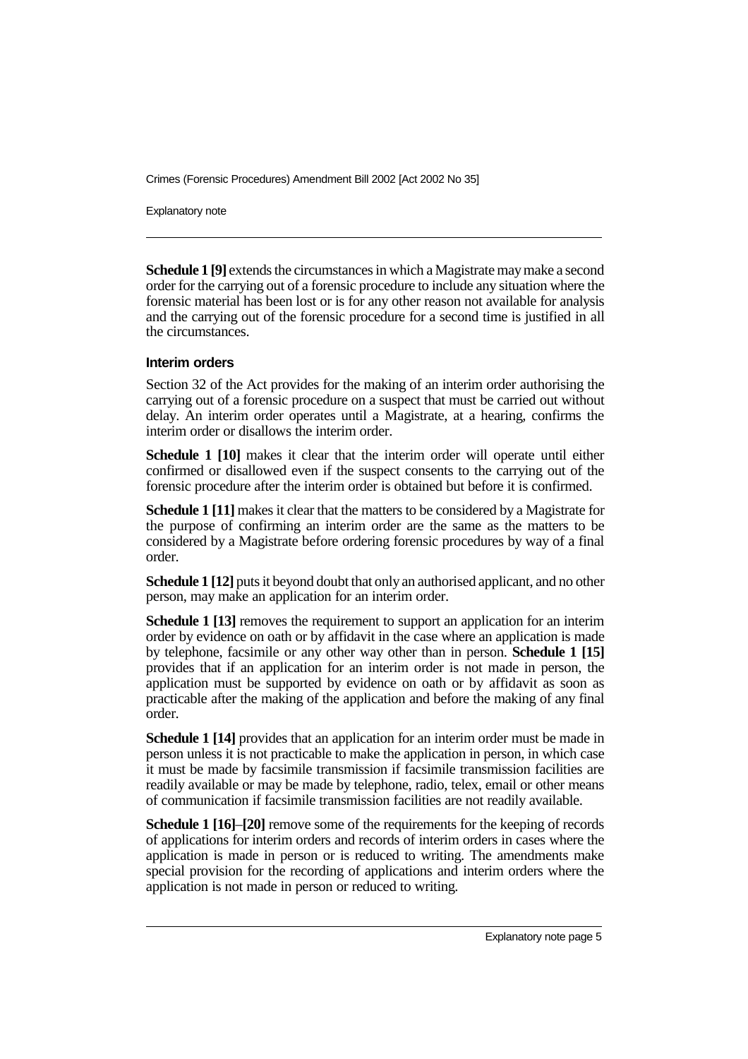**Schedule 1 [9]** extends the circumstances in which a Magistrate may make a second order for the carrying out of a forensic procedure to include any situation where the forensic material has been lost or is for any other reason not available for analysis and the carrying out of the forensic procedure for a second time is justified in all the circumstances.

### Interim orders

Section 32 of the Act provides for the making of an interim order authorising the carrying out of a forensic procedure on a suspect that must be carried out without delay. An interim order operates until a Magistrate, at a hearing, confirms the interim order or disallows the interim order.

**Schedule 1 [10]** makes it clear that the interim order will operate until either confirmed or disallowed even if the suspect consents to the carrying out of the forensic procedure after the interim order is obtained but before it is confirmed.

**Schedule 1 [11]** makes it clear that the matters to be considered by a Magistrate for the purpose of confirming an interim order are the same as the matters to be considered by a Magistrate before ordering forensic procedures by way of a final order.

**Schedule 1 [12]** puts it beyond doubt that only an authorised applicant, and no other person, may make an application for an interim order.

**Schedule 1 [13]** removes the requirement to support an application for an interim order by evidence on oath or by affidavit in the case where an application is made by telephone, facsimile or any other way other than in person. **Schedule 1 [15]** provides that if an application for an interim order is not made in person, the application must be supported by evidence on oath or by affidavit as soon as practicable after the making of the application and before the making of any final order.

**Schedule 1 [14]** provides that an application for an interim order must be made in person unless it is not practicable to make the application in person, in which case it must be made by facsimile transmission if facsimile transmission facilities are readily available or may be made by telephone, radio, telex, email or other means of communication if facsimile transmission facilities are not readily available.

**Schedule 1 [16]–[20]** remove some of the requirements for the keeping of records of applications for interim orders and records of interim orders in cases where the application is made in person or is reduced to writing. The amendments make special provision for the recording of applications and interim orders where the application is not made in person or reduced to writing.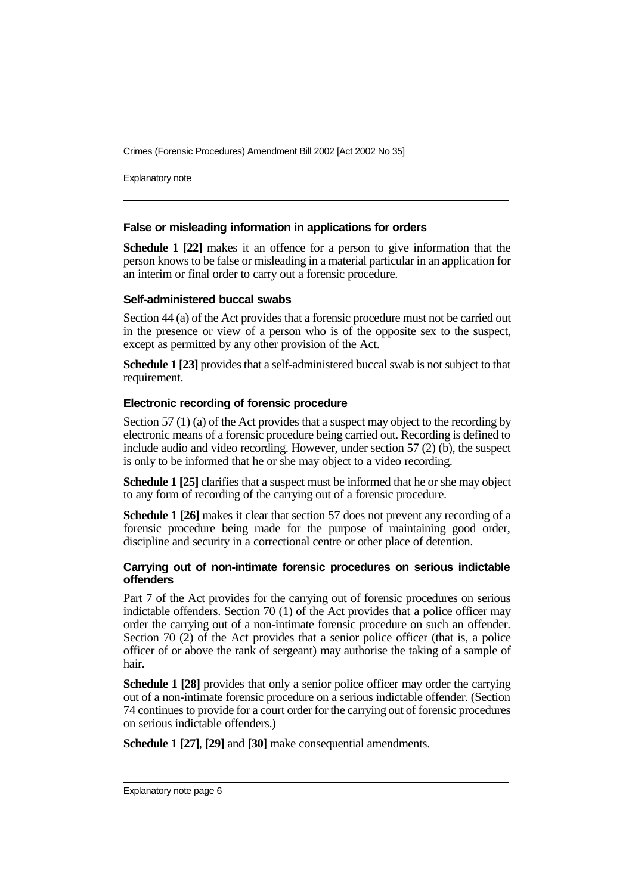### False or misleading information in applications for orders

**Schedule 1 [22]** makes it an offence for a person to give information that the person knows to be false or misleading in a material particular in an application for an interim or final order to carry out a forensic procedure.

### Self-administered buccal swabs

Section 44 (a) of the Act provides that a forensic procedure must not be carried out in the presence or view of a person who is of the opposite sex to the suspect, except as permitted by any other provision of the Act.

**Schedule 1 [23]** provides that a self-administered buccal swab is not subject to that requirement.

### Electronic recording of forensic procedure

Section 57 (1) (a) of the Act provides that a suspect may object to the recording by electronic means of a forensic procedure being carried out. Recording is defined to include audio and video recording. However, under section 57 (2) (b), the suspect is only to be informed that he or she may object to a video recording.

**Schedule 1 [25]** clarifies that a suspect must be informed that he or she may object to any form of recording of the carrying out of a forensic procedure.

**Schedule 1 [26]** makes it clear that section 57 does not prevent any recording of a forensic procedure being made for the purpose of maintaining good order, discipline and security in a correctional centre or other place of detention.

### Carrying out of non-intimate forensic procedures on serious indictable offenders

Part 7 of the Act provides for the carrying out of forensic procedures on serious indictable offenders. Section 70 (1) of the Act provides that a police officer may order the carrying out of a non-intimate forensic procedure on such an offender. Section 70 (2) of the Act provides that a senior police officer (that is, a police officer of or above the rank of sergeant) may authorise the taking of a sample of hair.

**Schedule 1 [28]** provides that only a senior police officer may order the carrying out of a non-intimate forensic procedure on a serious indictable offender. (Section 74 continues to provide for a court order for the carrying out of forensic procedures on serious indictable offenders.)

**Schedule 1 [27]**, **[29]** and **[30]** make consequential amendments.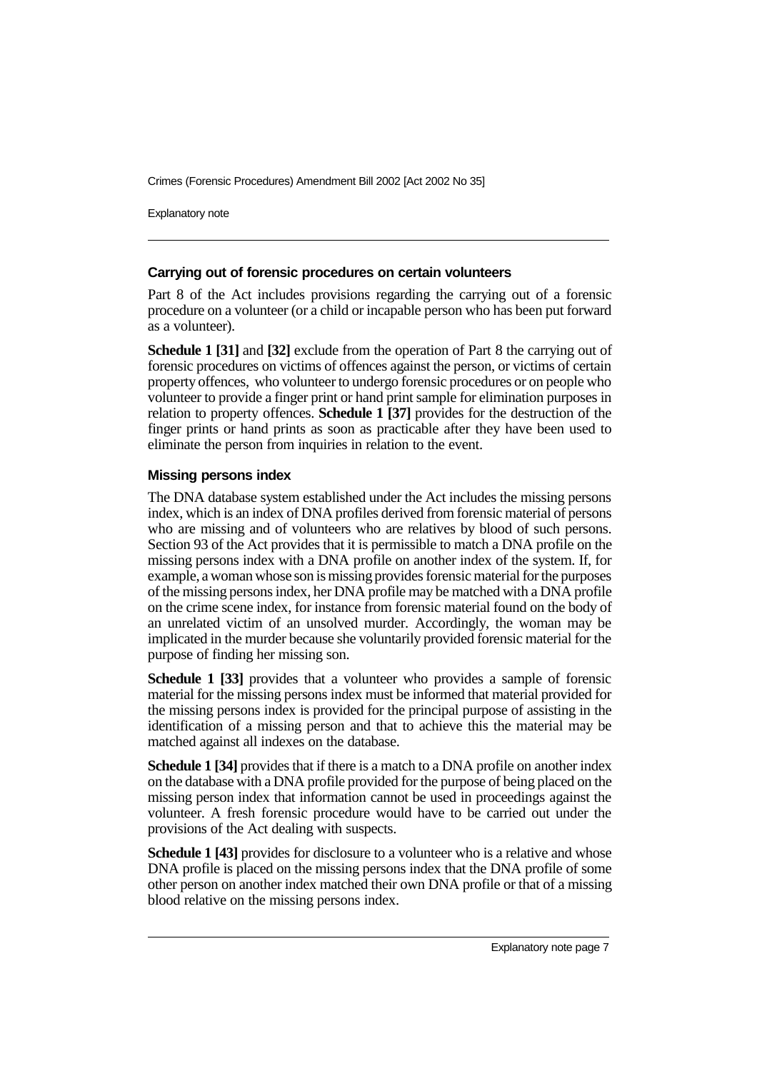### Carrying out of forensic procedures on certain volunteers

Part 8 of the Act includes provisions regarding the carrying out of a forensic procedure on a volunteer (or a child or incapable person who has been put forward as a volunteer).

**Schedule 1 [31]** and **[32]** exclude from the operation of Part 8 the carrying out of forensic procedures on victims of offences against the person, or victims of certain property offences, who volunteer to undergo forensic procedures or on people who volunteer to provide a finger print or hand print sample for elimination purposes in relation to property offences. **Schedule 1 [37]** provides for the destruction of the finger prints or hand prints as soon as practicable after they have been used to eliminate the person from inquiries in relation to the event.

### Missing persons index

The DNA database system established under the Act includes the missing persons index, which is an index of DNA profiles derived from forensic material of persons who are missing and of volunteers who are relatives by blood of such persons. Section 93 of the Act provides that it is permissible to match a DNA profile on the missing persons index with a DNA profile on another index of the system. If, for example, a woman whose son is missing provides forensic material for the purposes of the missing persons index, her DNA profile may be matched with a DNA profile on the crime scene index, for instance from forensic material found on the body of an unrelated victim of an unsolved murder. Accordingly, the woman may be implicated in the murder because she voluntarily provided forensic material for the purpose of finding her missing son.

**Schedule 1 [33]** provides that a volunteer who provides a sample of forensic material for the missing persons index must be informed that material provided for the missing persons index is provided for the principal purpose of assisting in the identification of a missing person and that to achieve this the material may be matched against all indexes on the database.

**Schedule 1 [34]** provides that if there is a match to a DNA profile on another index on the database with a DNA profile provided for the purpose of being placed on the missing person index that information cannot be used in proceedings against the volunteer. A fresh forensic procedure would have to be carried out under the provisions of the Act dealing with suspects.

**Schedule 1 [43]** provides for disclosure to a volunteer who is a relative and whose DNA profile is placed on the missing persons index that the DNA profile of some other person on another index matched their own DNA profile or that of a missing blood relative on the missing persons index.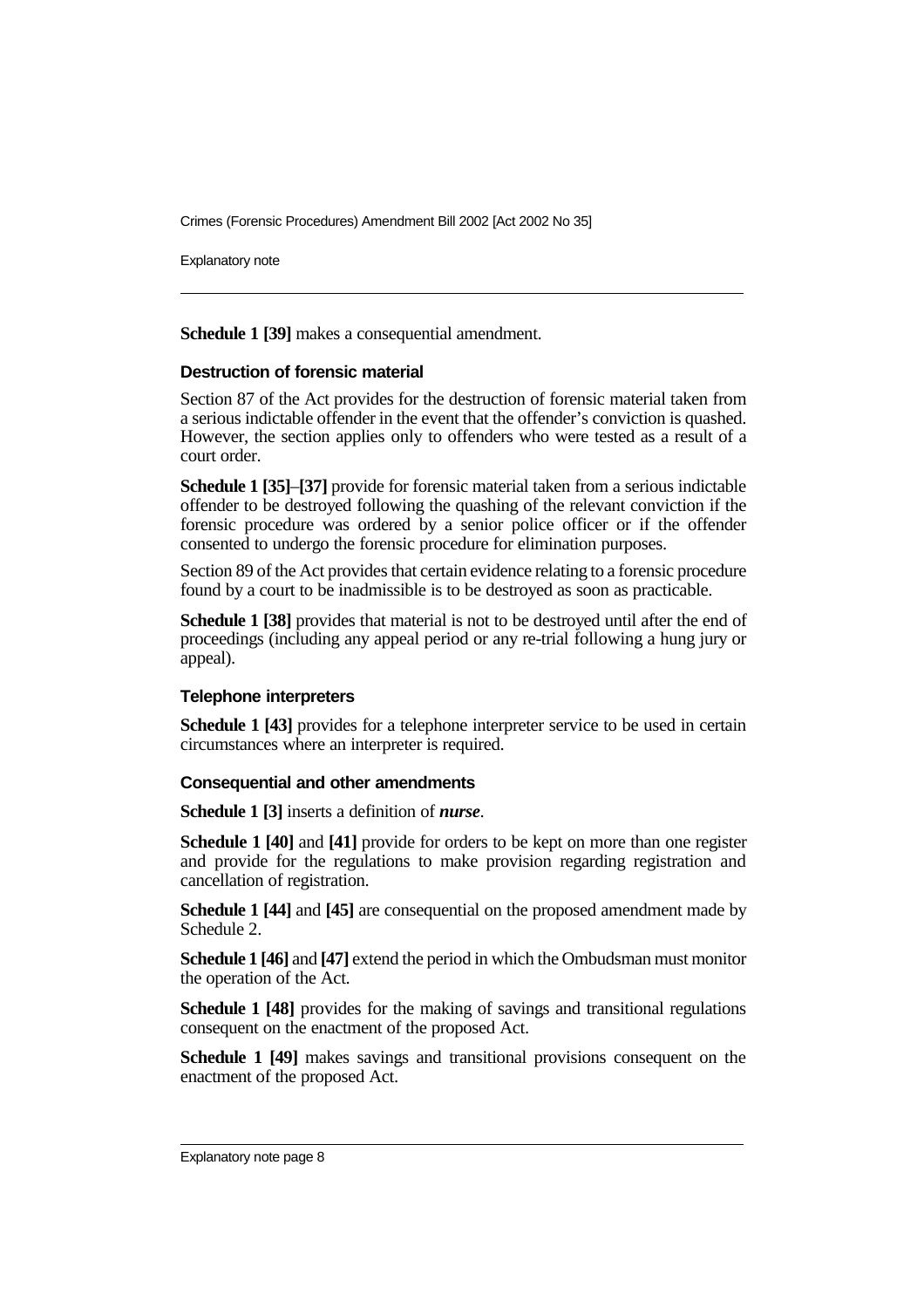**Schedule 1 [39]** makes a consequential amendment.

### Destruction of forensic material

Section 87 of the Act provides for the destruction of forensic material taken from a serious indictable offender in the event that the offender's conviction is quashed. However, the section applies only to offenders who were tested as a result of a court order.

**Schedule 1 [35]–[37]** provide for forensic material taken from a serious indictable offender to be destroyed following the quashing of the relevant conviction if the forensic procedure was ordered by a senior police officer or if the offender consented to undergo the forensic procedure for elimination purposes.

Section 89 of the Act provides that certain evidence relating to a forensic procedure found by a court to be inadmissible is to be destroyed as soon as practicable.

**Schedule 1 [38]** provides that material is not to be destroyed until after the end of proceedings (including any appeal period or any re-trial following a hung jury or appeal).

### Telephone interpreters

**Schedule 1 [43]** provides for a telephone interpreter service to be used in certain circumstances where an interpreter is required.

### Consequential and other amendments

**Schedule 1 [3]** inserts a definition of ***nurse***.

**Schedule 1 [40]** and **[41]** provide for orders to be kept on more than one register and provide for the regulations to make provision regarding registration and cancellation of registration.

**Schedule 1 [44]** and **[45]** are consequential on the proposed amendment made by Schedule 2.

**Schedule 1 [46]** and **[47]** extend the period in which the Ombudsman must monitor the operation of the Act.

**Schedule 1 [48]** provides for the making of savings and transitional regulations consequent on the enactment of the proposed Act.

**Schedule 1 [49]** makes savings and transitional provisions consequent on the enactment of the proposed Act.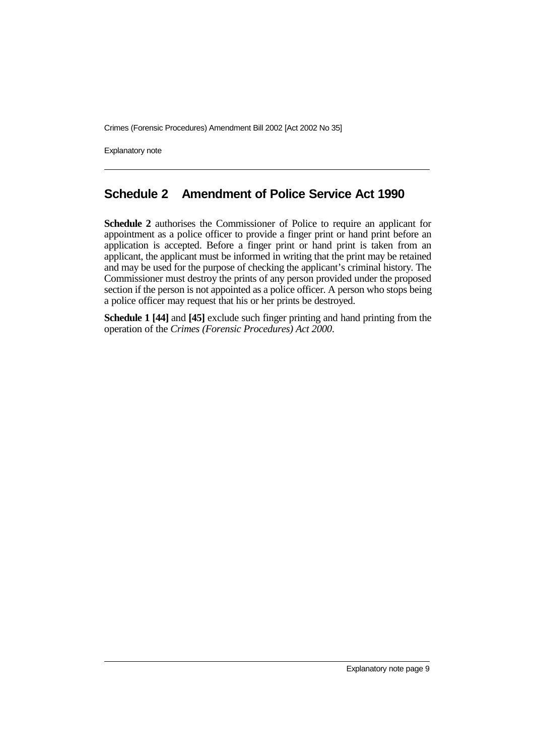## Schedule 2 Amendment of Police Service Act 1990

**Schedule 2** authorises the Commissioner of Police to require an applicant for appointment as a police officer to provide a finger print or hand print before an application is accepted. Before a finger print or hand print is taken from an applicant, the applicant must be informed in writing that the print may be retained and may be used for the purpose of checking the applicant's criminal history. The Commissioner must destroy the prints of any person provided under the proposed section if the person is not appointed as a police officer. A person who stops being a police officer may request that his or her prints be destroyed.

**Schedule 1 [44]** and **[45]** exclude such finger printing and hand printing from the operation of the *Crimes (Forensic Procedures) Act 2000*.